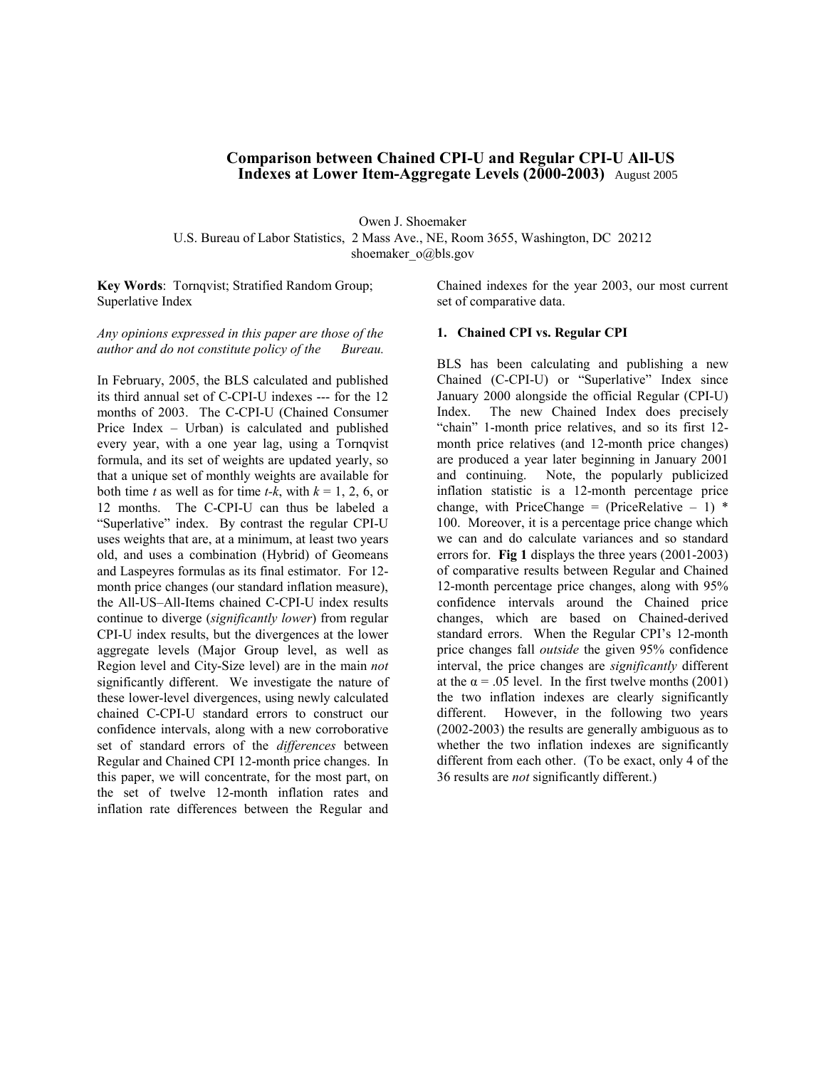# Comparison between Chained CPI-U and Regular CPI-U All-US Indexes at Lower Item-Aggregate Levels (2000-2003) August 2005

Owen J. Shoemaker
U.S. Bureau of Labor Statistics, 2 Mass Ave., NE, Room 3655, Washington, DC 20212
shoemaker_o@bls.gov

**Key Words**: Tornqvist; Stratified Random Group; Superlative Index

*Any opinions expressed in this paper are those of the author and do not constitute policy of the Bureau.*

In February, 2005, the BLS calculated and published its third annual set of C-CPI-U indexes --- for the 12 months of 2003. The C-CPI-U (Chained Consumer Price Index – Urban) is calculated and published every year, with a one year lag, using a Tornqvist formula, and its set of weights are updated yearly, so that a unique set of monthly weights are available for both time *t* as well as for time *t-k*, with *k* = 1, 2, 6, or 12 months. The C-CPI-U can thus be labeled a "Superlative" index. By contrast the regular CPI-U uses weights that are, at a minimum, at least two years old, and uses a combination (Hybrid) of Geomeans and Laspeyres formulas as its final estimator. For 12-month price changes (our standard inflation measure), the All-US–All-Items chained C-CPI-U index results continue to diverge (*significantly lower*) from regular CPI-U index results, but the divergences at the lower aggregate levels (Major Group level, as well as Region level and City-Size level) are in the main *not* significantly different. We investigate the nature of these lower-level divergences, using newly calculated chained C-CPI-U standard errors to construct our confidence intervals, along with a new corroborative set of standard errors of the *differences* between Regular and Chained CPI 12-month price changes. In this paper, we will concentrate, for the most part, on the set of twelve 12-month inflation rates and inflation rate differences between the Regular and Chained indexes for the year 2003, our most current set of comparative data.

## 1. Chained CPI vs. Regular CPI

BLS has been calculating and publishing a new Chained (C-CPI-U) or "Superlative" Index since January 2000 alongside the official Regular (CPI-U) Index. The new Chained Index does precisely "chain" 1-month price relatives, and so its first 12-month price relatives (and 12-month price changes) are produced a year later beginning in January 2001 and continuing. Note, the popularly publicized inflation statistic is a 12-month percentage price change, with PriceChange = (PriceRelative – 1) * 100. Moreover, it is a percentage price change which we can and do calculate variances and so standard errors for. **Fig 1** displays the three years (2001-2003) of comparative results between Regular and Chained 12-month percentage price changes, along with 95% confidence intervals around the Chained price changes, which are based on Chained-derived standard errors. When the Regular CPI's 12-month price changes fall *outside* the given 95% confidence interval, the price changes are *significantly* different at the $\alpha = .05$ level. In the first twelve months (2001) the two inflation indexes are clearly significantly different. However, in the following two years (2002-2003) the results are generally ambiguous as to whether the two inflation indexes are significantly different from each other. (To be exact, only 4 of the 36 results are *not* significantly different.)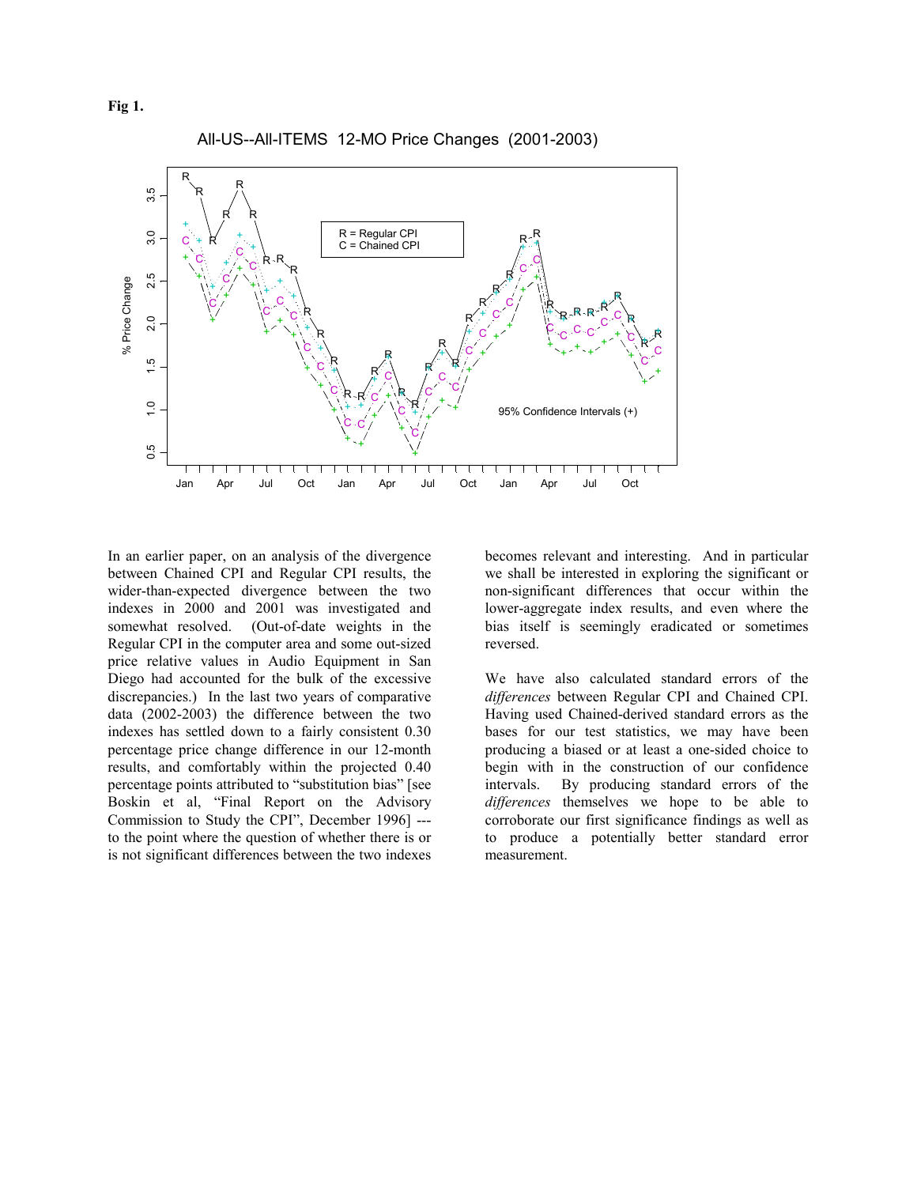**Fig 1.**

All-US--All-ITEMS 12-MO Price Changes (2001-2003)

R = Regular CPI
C = Chained CPI

95% Confidence Intervals (+)

% Price Change

0.5
1.0
1.5
2.0
2.5
3.0
3.5

Jan Apr Jul Oct Jan Apr Jul Oct Jan Apr Jul Oct

In an earlier paper, on an analysis of the divergence between Chained CPI and Regular CPI results, the wider-than-expected divergence between the two indexes in 2000 and 2001 was investigated and somewhat resolved. (Out-of-date weights in the Regular CPI in the computer area and some out-sized price relative values in Audio Equipment in San Diego had accounted for the bulk of the excessive discrepancies.) In the last two years of comparative data (2002-2003) the difference between the two indexes has settled down to a fairly consistent 0.30 percentage price change difference in our 12-month results, and comfortably within the projected 0.40 percentage points attributed to "substitution bias" [see Boskin et al, "Final Report on the Advisory Commission to Study the CPI", December 1996] --- to the point where the question of whether there is or is not significant differences between the two indexes becomes relevant and interesting. And in particular we shall be interested in exploring the significant or non-significant differences that occur within the lower-aggregate index results, and even where the bias itself is seemingly eradicated or sometimes reversed.

We have also calculated standard errors of the *differences* between Regular CPI and Chained CPI. Having used Chained-derived standard errors as the bases for our test statistics, we may have been producing a biased or at least a one-sided choice to begin with in the construction of our confidence intervals. By producing standard errors of the *differences* themselves we hope to be able to corroborate our first significance findings as well as to produce a potentially better standard error measurement.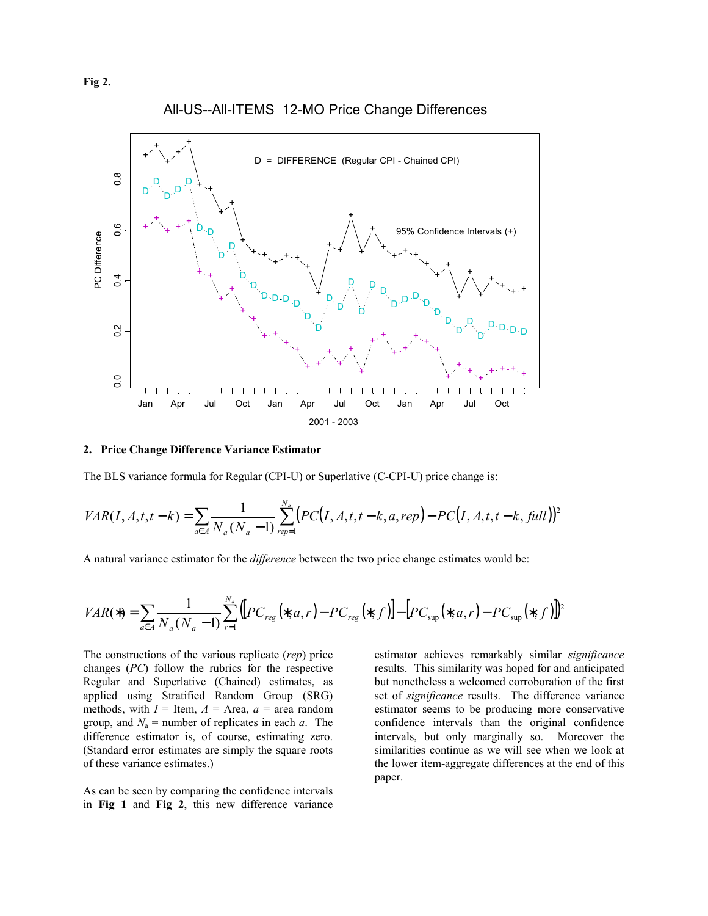**Fig 2.**

All-US--All-ITEMS 12-MO Price Change Differences

D = DIFFERENCE (Regular CPI - Chained CPI)

95% Confidence Intervals (+)

PC Difference

0.0
0.2
0.4
0.6
0.8

Jan Apr Jul Oct Jan Apr Jul Oct Jan Apr Jul Oct

2001 - 2003

## 2. Price Change Difference Variance Estimator

The BLS variance formula for Regular (CPI-U) or Superlative (C-CPI-U) price change is:

$$VAR(I,A,t,t-k) = \sum_{a \in A} \frac{1}{N_a(N_a - 1)} \sum_{rep=1}^{N_a} \left( PC(I,A,t,t-k,a,rep) - PC(I,A,t,t-k,full) \right)^2$$

A natural variance estimator for the *difference* between the two price change estimates would be:

$$VAR(*) = \sum_{a \in A} \frac{1}{N_a(N_a - 1)} \sum_{r=1}^{N_a} \left( \left[ PC_{reg}(*,a,r) - PC_{reg}(*,f) \right] - \left[ PC_{\sup}(*,a,r) - PC_{\sup}(*,f) \right] \right)^2$$

The constructions of the various replicate (*rep*) price changes (*PC*) follow the rubrics for the respective Regular and Superlative (Chained) estimates, as applied using Stratified Random Group (SRG) methods, with $I$ = Item, $A$ = Area, $a$ = area random group, and $N_a$ = number of replicates in each $a$. The difference estimator is, of course, estimating zero. (Standard error estimates are simply the square roots of these variance estimates.)

As can be seen by comparing the confidence intervals in **Fig 1** and **Fig 2**, this new difference variance estimator achieves remarkably similar *significance* results. This similarity was hoped for and anticipated but nonetheless a welcomed corroboration of the first set of *significance* results. The difference variance estimator seems to be producing more conservative confidence intervals than the original confidence intervals, but only marginally so. Moreover the similarities continue as we will see when we look at the lower item-aggregate differences at the end of this paper.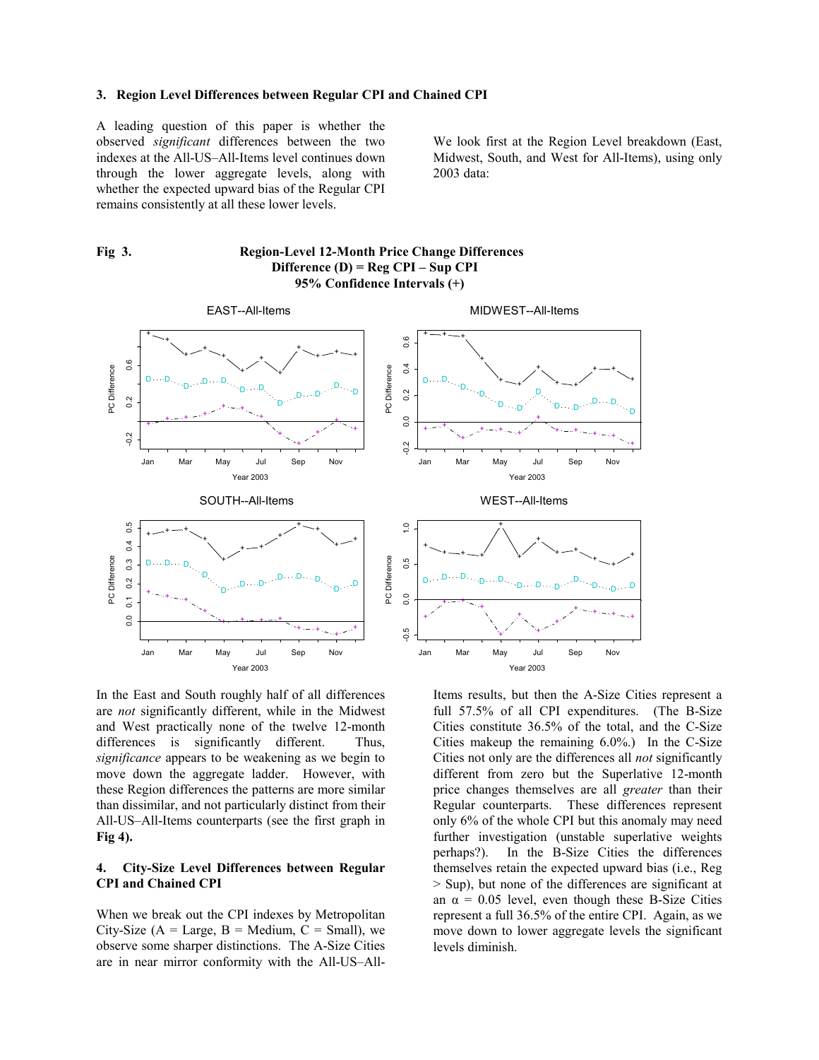### 3. Region Level Differences between Regular CPI and Chained CPI

A leading question of this paper is whether the observed *significant* differences between the two indexes at the All-US–All-Items level continues down through the lower aggregate levels, along with whether the expected upward bias of the Regular CPI remains consistently at all these lower levels.

We look first at the Region Level breakdown (East, Midwest, South, and West for All-Items), using only 2003 data:

**Fig 3. Region-Level 12-Month Price Change Differences**
**Difference (D) = Reg CPI – Sup CPI**
**95% Confidence Intervals (+)**

EAST--All-Items

PC Difference

-0.2
0.2
0.6

Jan
Mar
May
Jul
Sep
Nov

Year 2003

MIDWEST--All-Items

PC Difference

-0.2
0.0
0.2
0.4
0.6

Jan
Mar
May
Jul
Sep
Nov

Year 2003

SOUTH--All-Items

PC Difference

0.0
0.1
0.2
0.3
0.4
0.5

Jan
Mar
May
Jul
Sep
Nov

Year 2003

WEST--All-Items

PC Difference

-0.5
0.0
0.5
1.0

Jan
Mar
May
Jul
Sep
Nov

Year 2003

In the East and South roughly half of all differences are *not* significantly different, while in the Midwest and West practically none of the twelve 12-month differences is significantly different. Thus, *significance* appears to be weakening as we begin to move down the aggregate ladder. However, with these Region differences the patterns are more similar than dissimilar, and not particularly distinct from their All-US–All-Items counterparts (see the first graph in **Fig 4).**

### 4. City-Size Level Differences between Regular CPI and Chained CPI

When we break out the CPI indexes by Metropolitan City-Size (A = Large, B = Medium, C = Small), we observe some sharper distinctions. The A-Size Cities are in near mirror conformity with the All-US–All-Items results, but then the A-Size Cities represent a full 57.5% of all CPI expenditures. (The B-Size Cities constitute 36.5% of the total, and the C-Size Cities makeup the remaining 6.0%.) In the C-Size Cities not only are the differences all *not* significantly different from zero but the Superlative 12-month price changes themselves are all *greater* than their Regular counterparts. These differences represent only 6% of the whole CPI but this anomaly may need further investigation (unstable superlative weights perhaps?). In the B-Size Cities the differences themselves retain the expected upward bias (i.e., Reg > Sup), but none of the differences are significant at an $\alpha = 0.05$ level, even though these B-Size Cities represent a full 36.5% of the entire CPI. Again, as we move down to lower aggregate levels the significant levels diminish.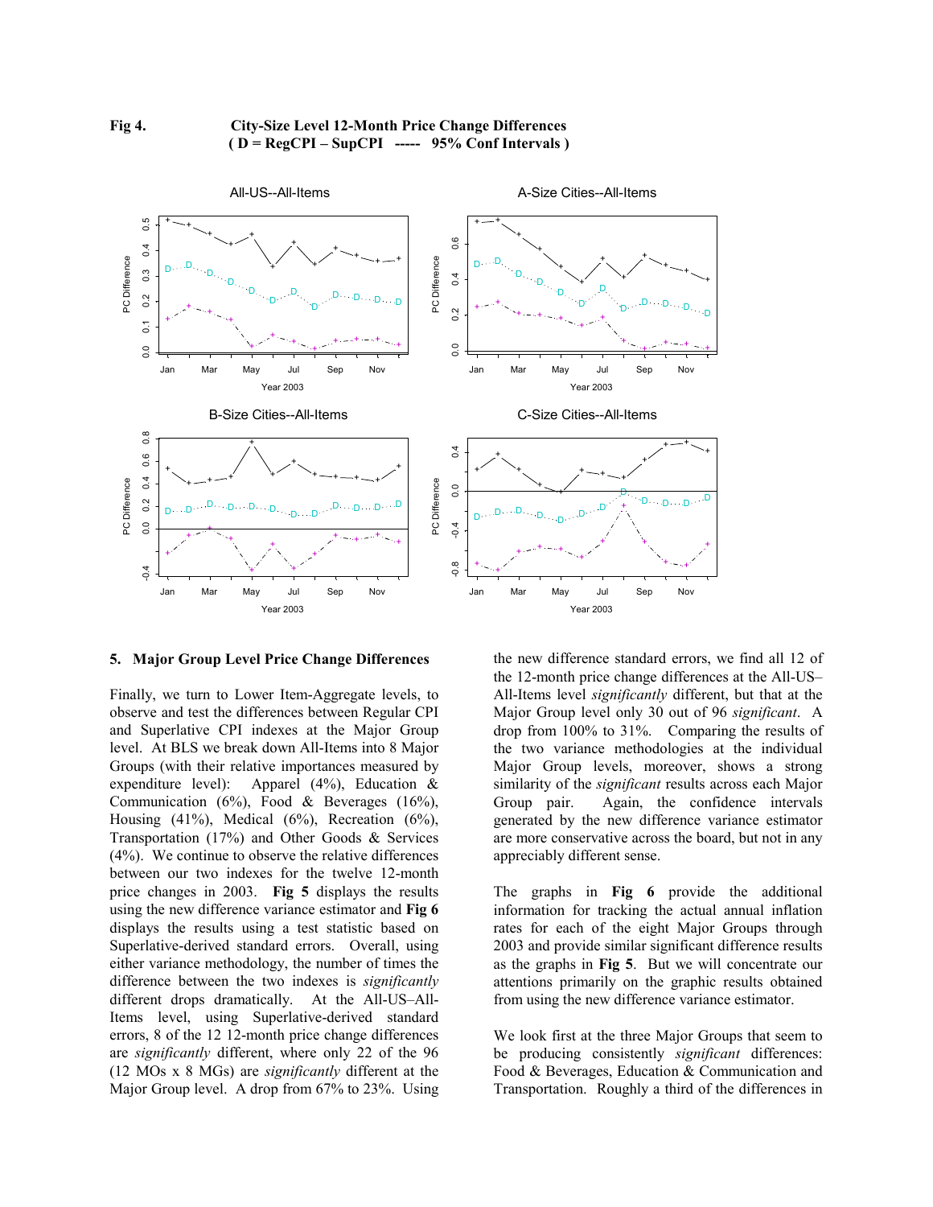**Fig 4.** **City-Size Level 12-Month Price Change Differences**
**( D = RegCPI – SupCPI ----- 95% Conf Intervals )**

All-US--All-Items

PC Difference

0.0 0.1 0.2 0.3 0.4 0.5

Jan Mar May Jul Sep Nov

Year 2003

A-Size Cities--All-Items

PC Difference

0.0 0.2 0.4 0.6

Jan Mar May Jul Sep Nov

Year 2003

B-Size Cities--All-Items

PC Difference

-0.4 0.0 0.2 0.4 0.6 0.8

Jan Mar May Jul Sep Nov

Year 2003

C-Size Cities--All-Items

PC Difference

-0.8 -0.4 0.0 0.4

Jan Mar May Jul Sep Nov

Year 2003

## 5. Major Group Level Price Change Differences

Finally, we turn to Lower Item-Aggregate levels, to observe and test the differences between Regular CPI and Superlative CPI indexes at the Major Group level. At BLS we break down All-Items into 8 Major Groups (with their relative importances measured by expenditure level): Apparel (4%), Education & Communication (6%), Food & Beverages (16%), Housing (41%), Medical (6%), Recreation (6%), Transportation (17%) and Other Goods & Services (4%). We continue to observe the relative differences between our two indexes for the twelve 12-month price changes in 2003. **Fig 5** displays the results using the new difference variance estimator and **Fig 6** displays the results using a test statistic based on Superlative-derived standard errors. Overall, using either variance methodology, the number of times the difference between the two indexes is *significantly* different drops dramatically. At the All-US–All-Items level, using Superlative-derived standard errors, 8 of the 12 12-month price change differences are *significantly* different, where only 22 of the 96 (12 MOs x 8 MGs) are *significantly* different at the Major Group level. A drop from 67% to 23%. Using the new difference standard errors, we find all 12 of the 12-month price change differences at the All-US–All-Items level *significantly* different, but that at the Major Group level only 30 out of 96 *significant*. A drop from 100% to 31%. Comparing the results of the two variance methodologies at the individual Major Group levels, moreover, shows a strong similarity of the *significant* results across each Major Group pair. Again, the confidence intervals generated by the new difference variance estimator are more conservative across the board, but not in any appreciably different sense.

The graphs in **Fig 6** provide the additional information for tracking the actual annual inflation rates for each of the eight Major Groups through 2003 and provide similar significant difference results as the graphs in **Fig 5**. But we will concentrate our attentions primarily on the graphic results obtained from using the new difference variance estimator.

We look first at the three Major Groups that seem to be producing consistently *significant* differences: Food & Beverages, Education & Communication and Transportation. Roughly a third of the differences in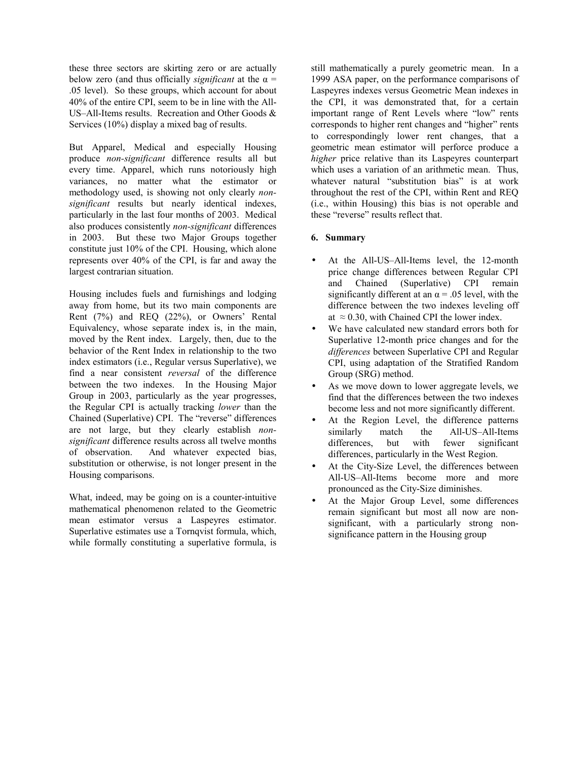these three sectors are skirting zero or are actually below zero (and thus officially *significant* at the $\alpha = .05$ level). So these groups, which account for about 40% of the entire CPI, seem to be in line with the All-US–All-Items results. Recreation and Other Goods & Services (10%) display a mixed bag of results.

But Apparel, Medical and especially Housing produce *non-significant* difference results all but every time. Apparel, which runs notoriously high variances, no matter what the estimator or methodology used, is showing not only clearly *non-significant* results but nearly identical indexes, particularly in the last four months of 2003. Medical also produces consistently *non-significant* differences in 2003. But these two Major Groups together constitute just 10% of the CPI. Housing, which alone represents over 40% of the CPI, is far and away the largest contrarian situation.

Housing includes fuels and furnishings and lodging away from home, but its two main components are Rent (7%) and REQ (22%), or Owners' Rental Equivalency, whose separate index is, in the main, moved by the Rent index. Largely, then, due to the behavior of the Rent Index in relationship to the two index estimators (i.e., Regular versus Superlative), we find a near consistent *reversal* of the difference between the two indexes. In the Housing Major Group in 2003, particularly as the year progresses, the Regular CPI is actually tracking *lower* than the Chained (Superlative) CPI. The "reverse" differences are not large, but they clearly establish *non-significant* difference results across all twelve months of observation. And whatever expected bias, substitution or otherwise, is not longer present in the Housing comparisons.

What, indeed, may be going on is a counter-intuitive mathematical phenomenon related to the Geometric mean estimator versus a Laspeyres estimator. Superlative estimates use a Tornqvist formula, which, while formally constituting a superlative formula, is still mathematically a purely geometric mean. In a 1999 ASA paper, on the performance comparisons of Laspeyres indexes versus Geometric Mean indexes in the CPI, it was demonstrated that, for a certain important range of Rent Levels where "low" rents corresponds to higher rent changes and "higher" rents to correspondingly lower rent changes, that a geometric mean estimator will perforce produce a *higher* price relative than its Laspeyres counterpart which uses a variation of an arithmetic mean. Thus, whatever natural "substitution bias" is at work throughout the rest of the CPI, within Rent and REQ (i.e., within Housing) this bias is not operable and these "reverse" results reflect that.

## 6. Summary

- At the All-US–All-Items level, the 12-month price change differences between Regular CPI and Chained (Superlative) CPI remain significantly different at an $\alpha = .05$ level, with the difference between the two indexes leveling off at $\approx 0.30$, with Chained CPI the lower index.
- We have calculated new standard errors both for Superlative 12-month price changes and for the *differences* between Superlative CPI and Regular CPI, using adaptation of the Stratified Random Group (SRG) method.
- As we move down to lower aggregate levels, we find that the differences between the two indexes become less and not more significantly different.
- At the Region Level, the difference patterns similarly match the All-US–All-Items differences, but with fewer significant differences, particularly in the West Region.
- At the City-Size Level, the differences between All-US–All-Items become more and more pronounced as the City-Size diminishes.
- At the Major Group Level, some differences remain significant but most all now are non-significant, with a particularly strong non-significance pattern in the Housing group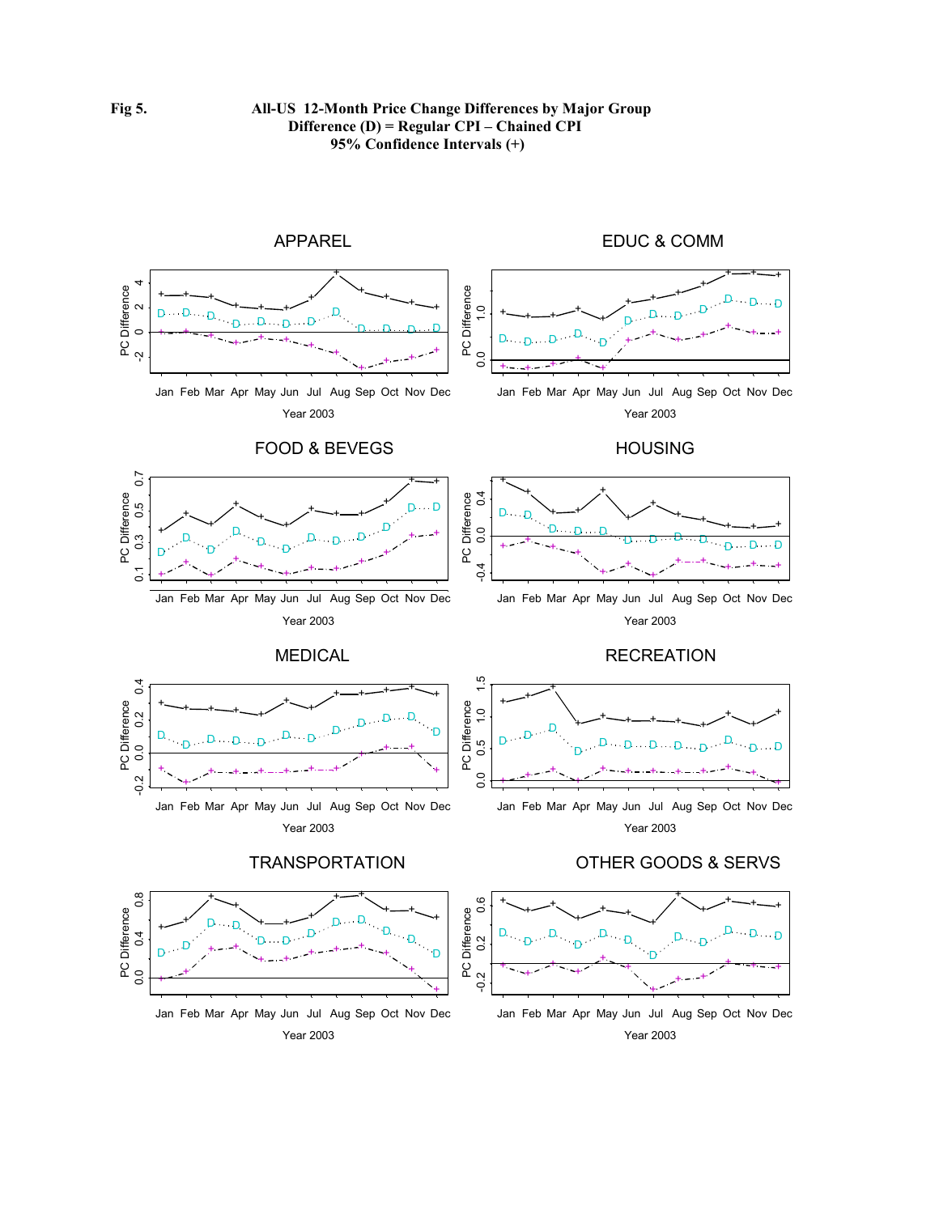**Fig 5.** **All-US 12-Month Price Change Differences by Major Group**
**Difference (D) = Regular CPI – Chained CPI**
**95% Confidence Intervals (+)**

APPAREL

PC Difference

-2 0 2 4

Jan Feb Mar Apr May Jun Jul Aug Sep Oct Nov Dec

Year 2003

EDUC & COMM

PC Difference

0.0 1.0

Jan Feb Mar Apr May Jun Jul Aug Sep Oct Nov Dec

Year 2003

FOOD & BEVEGS

PC Difference

0.1 0.3 0.5 0.7

Jan Feb Mar Apr May Jun Jul Aug Sep Oct Nov Dec

Year 2003

HOUSING

PC Difference

-0.4 0.0 0.4

Jan Feb Mar Apr May Jun Jul Aug Sep Oct Nov Dec

Year 2003

MEDICAL

PC Difference

-0.2 0.0 0.2 0.4

Jan Feb Mar Apr May Jun Jul Aug Sep Oct Nov Dec

Year 2003

RECREATION

PC Difference

0.0 0.5 1.0 1.5

Jan Feb Mar Apr May Jun Jul Aug Sep Oct Nov Dec

Year 2003

TRANSPORTATION

PC Difference

0.0 0.4 0.8

Jan Feb Mar Apr May Jun Jul Aug Sep Oct Nov Dec

Year 2003

OTHER GOODS & SERVS

PC Difference

-0.2 0.2 0.6

Jan Feb Mar Apr May Jun Jul Aug Sep Oct Nov Dec

Year 2003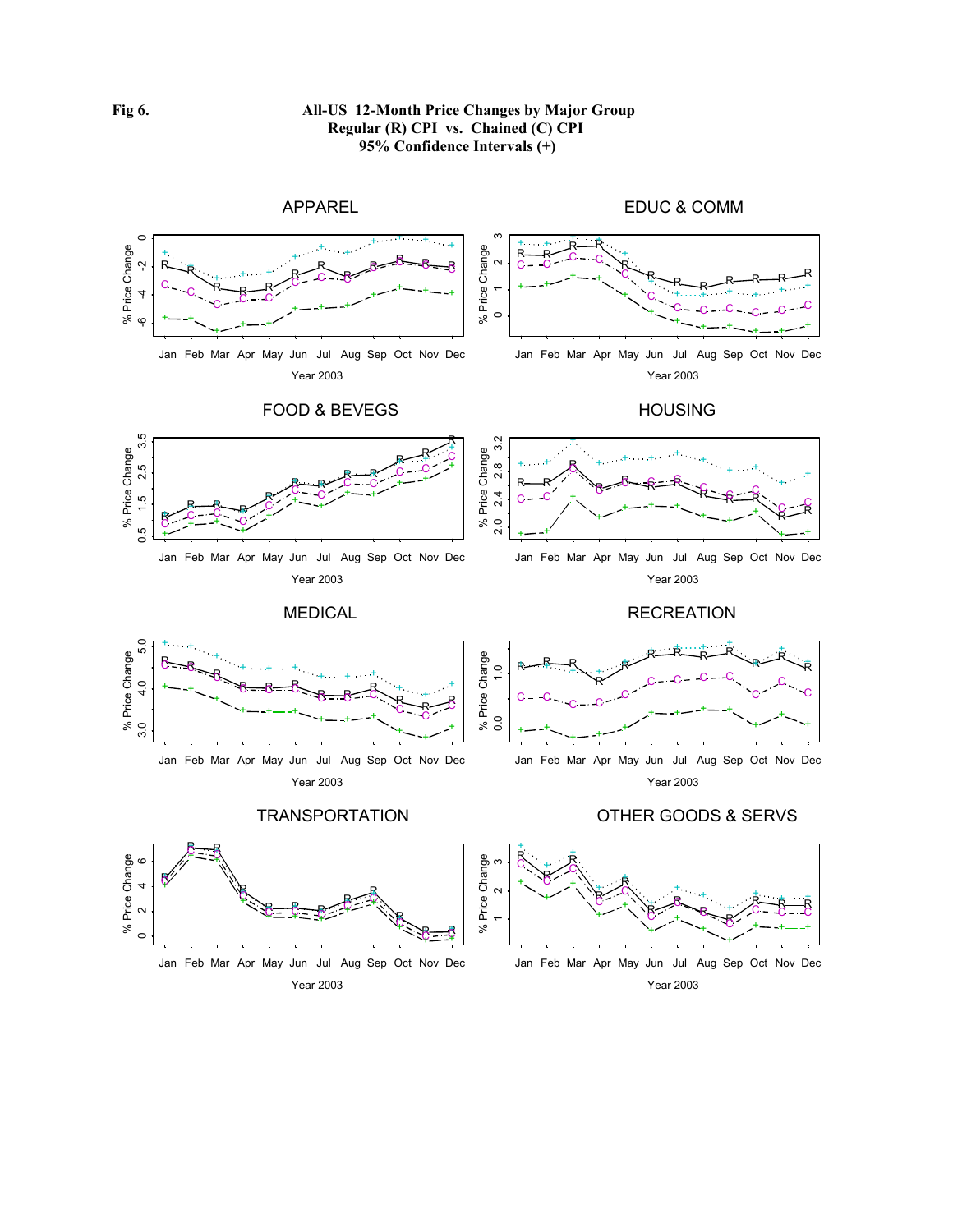Fig 6.

**All-US 12-Month Price Changes by Major Group**
**Regular (R) CPI vs. Chained (C) CPI**
**95% Confidence Intervals (+)**

APPAREL

% Price Change

0 -2 -4 -6

Jan Feb Mar Apr May Jun Jul Aug Sep Oct Nov Dec

Year 2003

EDUC & COMM

% Price Change

3 2 1 0

Jan Feb Mar Apr May Jun Jul Aug Sep Oct Nov Dec

Year 2003

FOOD & BEVEGS

% Price Change

3.5 2.5 1.5 0.5

Jan Feb Mar Apr May Jun Jul Aug Sep Oct Nov Dec

Year 2003

HOUSING

% Price Change

3.2 2.8 2.4 2.0

Jan Feb Mar Apr May Jun Jul Aug Sep Oct Nov Dec

Year 2003

MEDICAL

% Price Change

5.0 4.0 3.0

Jan Feb Mar Apr May Jun Jul Aug Sep Oct Nov Dec

Year 2003

RECREATION

% Price Change

1.0 0.0

Jan Feb Mar Apr May Jun Jul Aug Sep Oct Nov Dec

Year 2003

TRANSPORTATION

% Price Change

6 4 2 0

Jan Feb Mar Apr May Jun Jul Aug Sep Oct Nov Dec

Year 2003

OTHER GOODS & SERVS

% Price Change

3 2 1

Jan Feb Mar Apr May Jun Jul Aug Sep Oct Nov Dec

Year 2003